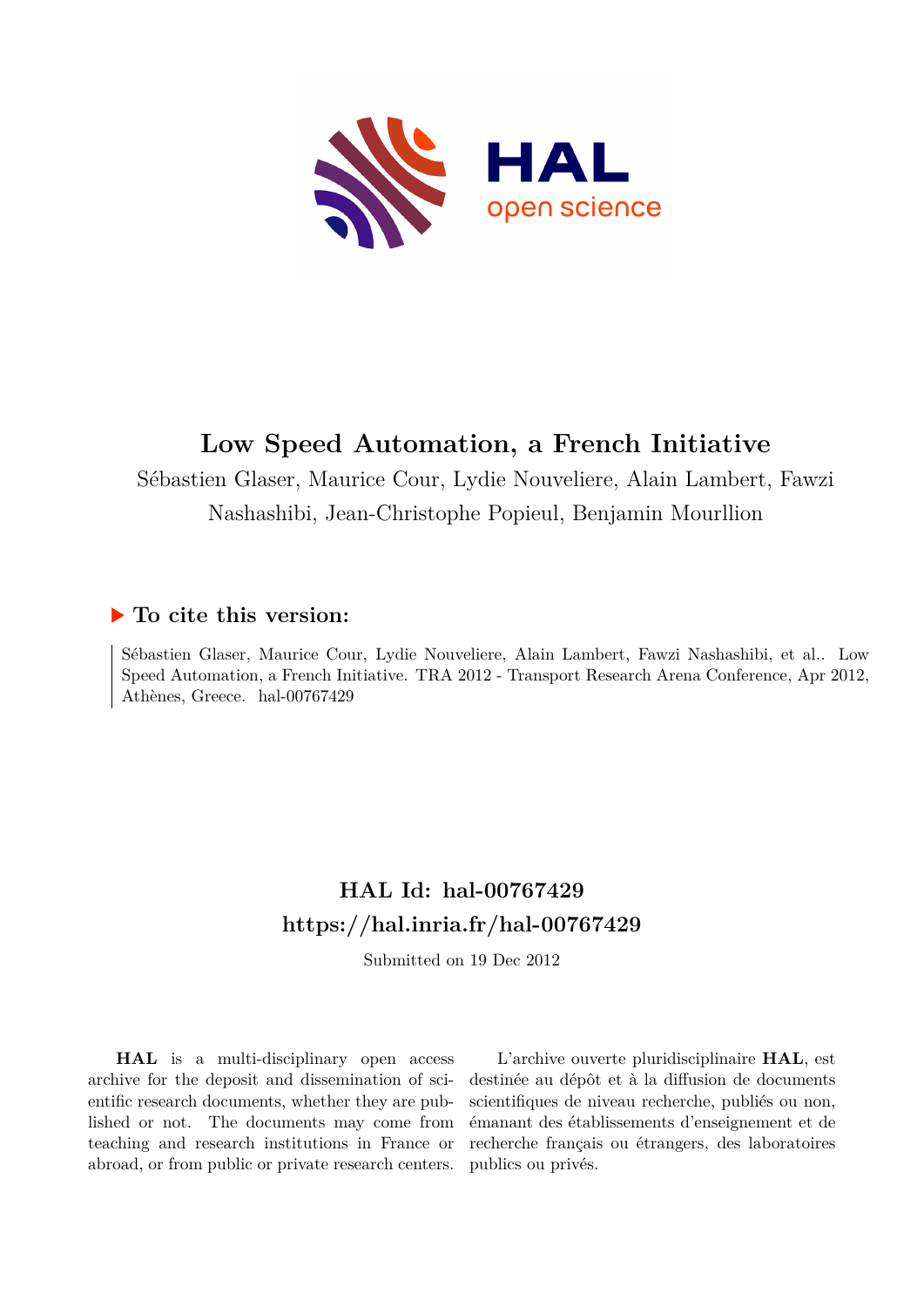# Low Speed Automation, a French Initiative

Sébastien Glaser, Maurice Cour, Lydie Nouveliere, Alain Lambert, Fawzi Nashashibi, Jean-Christophe Popieul, Benjamin Mourllion

## ▶ To cite this version:

Sébastien Glaser, Maurice Cour, Lydie Nouveliere, Alain Lambert, Fawzi Nashashibi, et al.. Low Speed Automation, a French Initiative. TRA 2012 - Transport Research Arena Conference, Apr 2012, Athènes, Greece. hal-00767429

## HAL Id: hal-00767429
## https://hal.inria.fr/hal-00767429

Submitted on 19 Dec 2012

**HAL** is a multi-disciplinary open access archive for the deposit and dissemination of scientific research documents, whether they are published or not. The documents may come from teaching and research institutions in France or abroad, or from public or private research centers.

L'archive ouverte pluridisciplinaire **HAL**, est destinée au dépôt et à la diffusion de documents scientifiques de niveau recherche, publiés ou non, émanant des établissements d'enseignement et de recherche français ou étrangers, des laboratoires publics ou privés.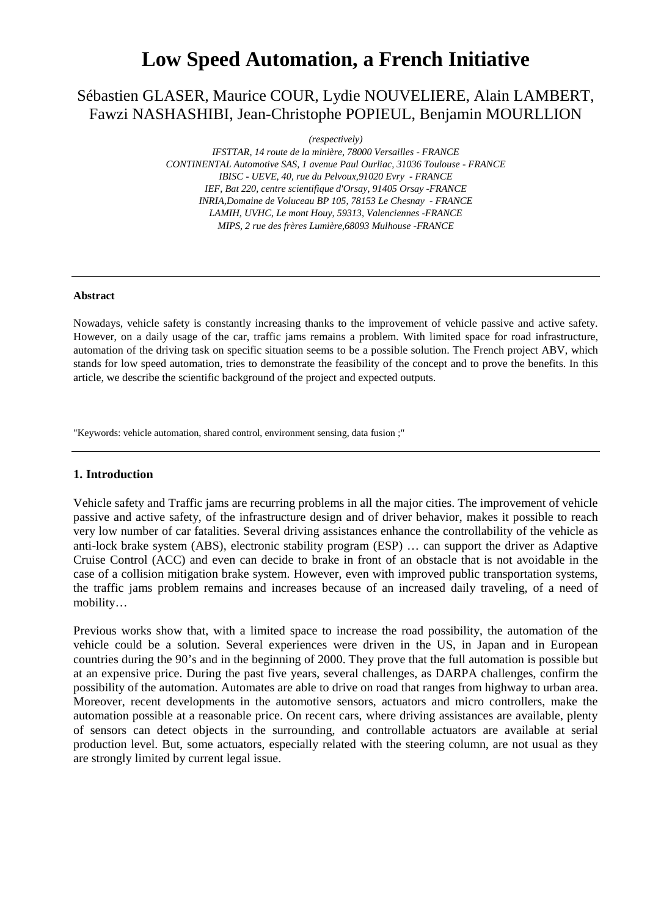# Low Speed Automation, a French Initiative

Sébastien GLASER, Maurice COUR, Lydie NOUVELIERE, Alain LAMBERT, Fawzi NASHASHIBI, Jean-Christophe POPIEUL, Benjamin MOURLLION

*(respectively)*

*IFSTTAR, 14 route de la minière, 78000 Versailles - FRANCE*
*CONTINENTAL Automotive SAS, 1 avenue Paul Ourliac, 31036 Toulouse - FRANCE*
*IBISC - UEVE, 40, rue du Pelvoux,91020 Evry - FRANCE*
*IEF, Bat 220, centre scientifique d'Orsay, 91405 Orsay -FRANCE*
*INRIA,Domaine de Voluceau BP 105, 78153 Le Chesnay - FRANCE*
*LAMIH, UVHC, Le mont Houy, 59313, Valenciennes -FRANCE*
*MIPS, 2 rue des frères Lumière,68093 Mulhouse -FRANCE*

---

**Abstract**

Nowadays, vehicle safety is constantly increasing thanks to the improvement of vehicle passive and active safety. However, on a daily usage of the car, traffic jams remains a problem. With limited space for road infrastructure, automation of the driving task on specific situation seems to be a possible solution. The French project ABV, which stands for low speed automation, tries to demonstrate the feasibility of the concept and to prove the benefits. In this article, we describe the scientific background of the project and expected outputs.

"Keywords: vehicle automation, shared control, environment sensing, data fusion ;"

---

## 1. Introduction

Vehicle safety and Traffic jams are recurring problems in all the major cities. The improvement of vehicle passive and active safety, of the infrastructure design and of driver behavior, makes it possible to reach very low number of car fatalities. Several driving assistances enhance the controllability of the vehicle as anti-lock brake system (ABS), electronic stability program (ESP) … can support the driver as Adaptive Cruise Control (ACC) and even can decide to brake in front of an obstacle that is not avoidable in the case of a collision mitigation brake system. However, even with improved public transportation systems, the traffic jams problem remains and increases because of an increased daily traveling, of a need of mobility…

Previous works show that, with a limited space to increase the road possibility, the automation of the vehicle could be a solution. Several experiences were driven in the US, in Japan and in European countries during the 90's and in the beginning of 2000. They prove that the full automation is possible but at an expensive price. During the past five years, several challenges, as DARPA challenges, confirm the possibility of the automation. Automates are able to drive on road that ranges from highway to urban area. Moreover, recent developments in the automotive sensors, actuators and micro controllers, make the automation possible at a reasonable price. On recent cars, where driving assistances are available, plenty of sensors can detect objects in the surrounding, and controllable actuators are available at serial production level. But, some actuators, especially related with the steering column, are not usual as they are strongly limited by current legal issue.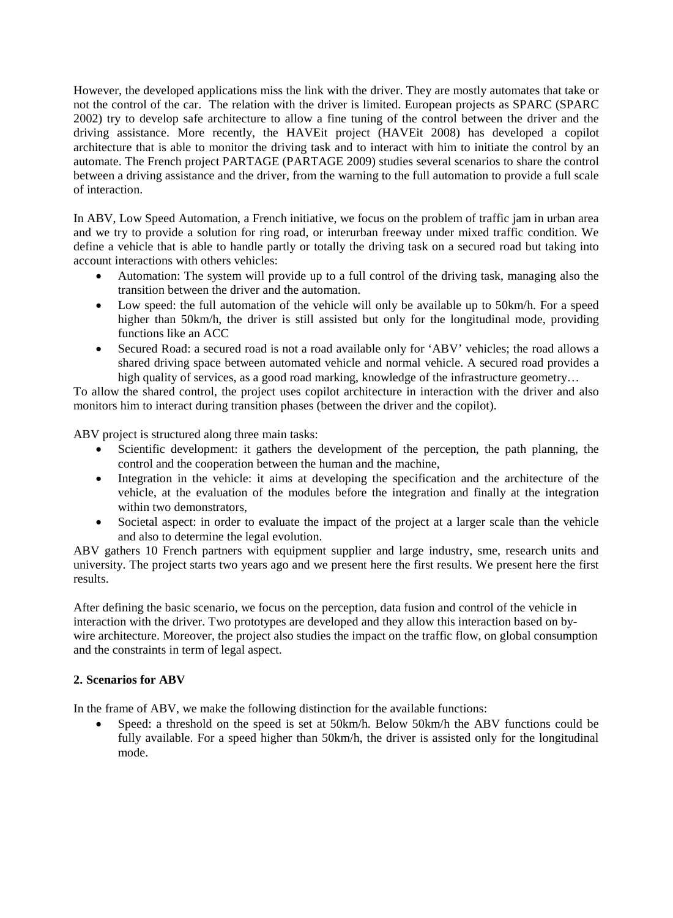However, the developed applications miss the link with the driver. They are mostly automates that take or not the control of the car. The relation with the driver is limited. European projects as SPARC (SPARC 2002) try to develop safe architecture to allow a fine tuning of the control between the driver and the driving assistance. More recently, the HAVEit project (HAVEit 2008) has developed a copilot architecture that is able to monitor the driving task and to interact with him to initiate the control by an automate. The French project PARTAGE (PARTAGE 2009) studies several scenarios to share the control between a driving assistance and the driver, from the warning to the full automation to provide a full scale of interaction.

In ABV, Low Speed Automation, a French initiative, we focus on the problem of traffic jam in urban area and we try to provide a solution for ring road, or interurban freeway under mixed traffic condition. We define a vehicle that is able to handle partly or totally the driving task on a secured road but taking into account interactions with others vehicles:

- Automation: The system will provide up to a full control of the driving task, managing also the transition between the driver and the automation.
- Low speed: the full automation of the vehicle will only be available up to 50km/h. For a speed higher than 50km/h, the driver is still assisted but only for the longitudinal mode, providing functions like an ACC
- Secured Road: a secured road is not a road available only for 'ABV' vehicles; the road allows a shared driving space between automated vehicle and normal vehicle. A secured road provides a high quality of services, as a good road marking, knowledge of the infrastructure geometry…

To allow the shared control, the project uses copilot architecture in interaction with the driver and also monitors him to interact during transition phases (between the driver and the copilot).

ABV project is structured along three main tasks:

- Scientific development: it gathers the development of the perception, the path planning, the control and the cooperation between the human and the machine,
- Integration in the vehicle: it aims at developing the specification and the architecture of the vehicle, at the evaluation of the modules before the integration and finally at the integration within two demonstrators,
- Societal aspect: in order to evaluate the impact of the project at a larger scale than the vehicle and also to determine the legal evolution.

ABV gathers 10 French partners with equipment supplier and large industry, sme, research units and university. The project starts two years ago and we present here the first results. We present here the first results.

After defining the basic scenario, we focus on the perception, data fusion and control of the vehicle in interaction with the driver. Two prototypes are developed and they allow this interaction based on by-wire architecture. Moreover, the project also studies the impact on the traffic flow, on global consumption and the constraints in term of legal aspect.

## 2. Scenarios for ABV

In the frame of ABV, we make the following distinction for the available functions:

- Speed: a threshold on the speed is set at 50km/h. Below 50km/h the ABV functions could be fully available. For a speed higher than 50km/h, the driver is assisted only for the longitudinal mode.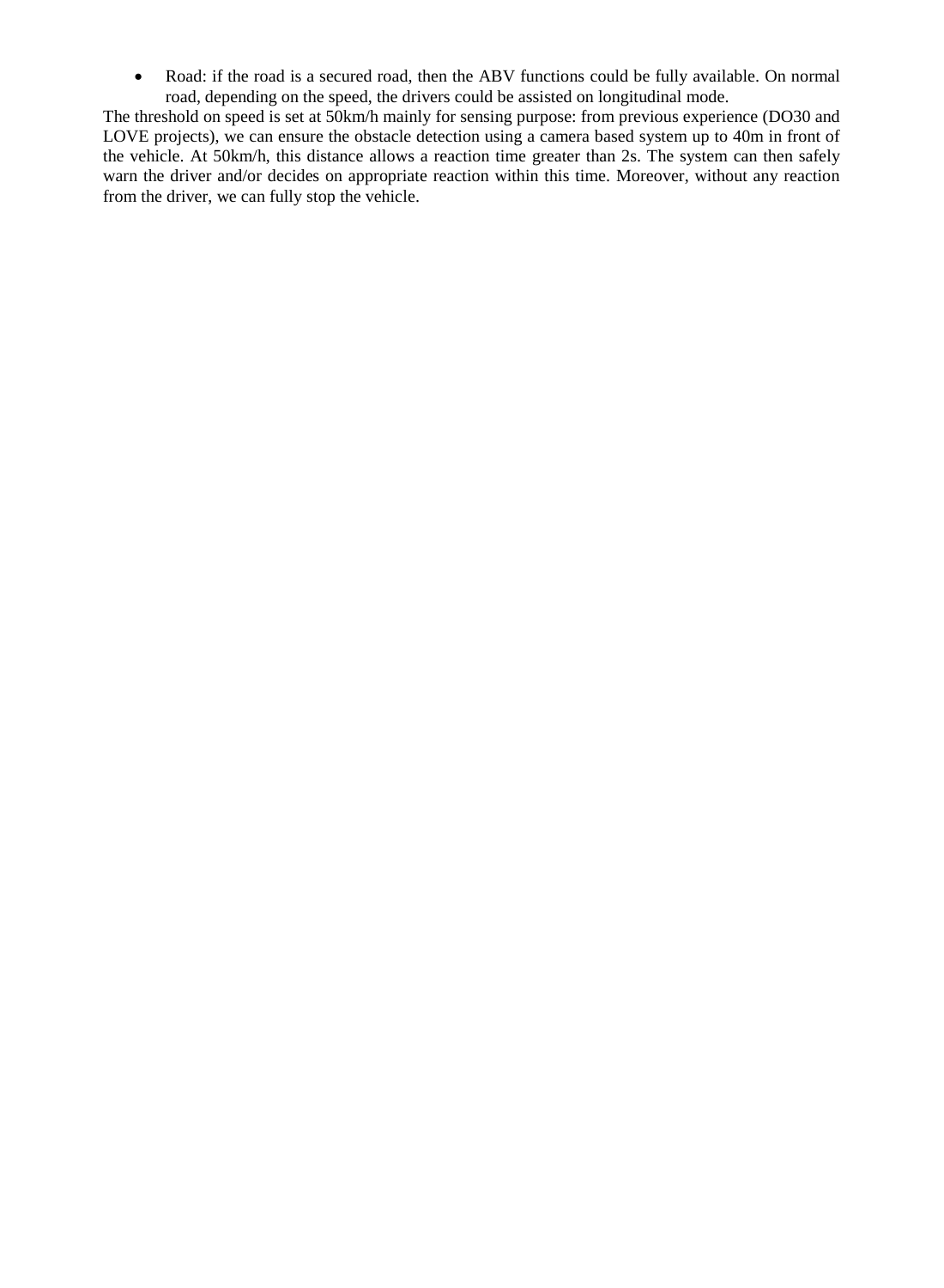- Road: if the road is a secured road, then the ABV functions could be fully available. On normal road, depending on the speed, the drivers could be assisted on longitudinal mode.

The threshold on speed is set at 50km/h mainly for sensing purpose: from previous experience (DO30 and LOVE projects), we can ensure the obstacle detection using a camera based system up to 40m in front of the vehicle. At 50km/h, this distance allows a reaction time greater than 2s. The system can then safely warn the driver and/or decides on appropriate reaction within this time. Moreover, without any reaction from the driver, we can fully stop the vehicle.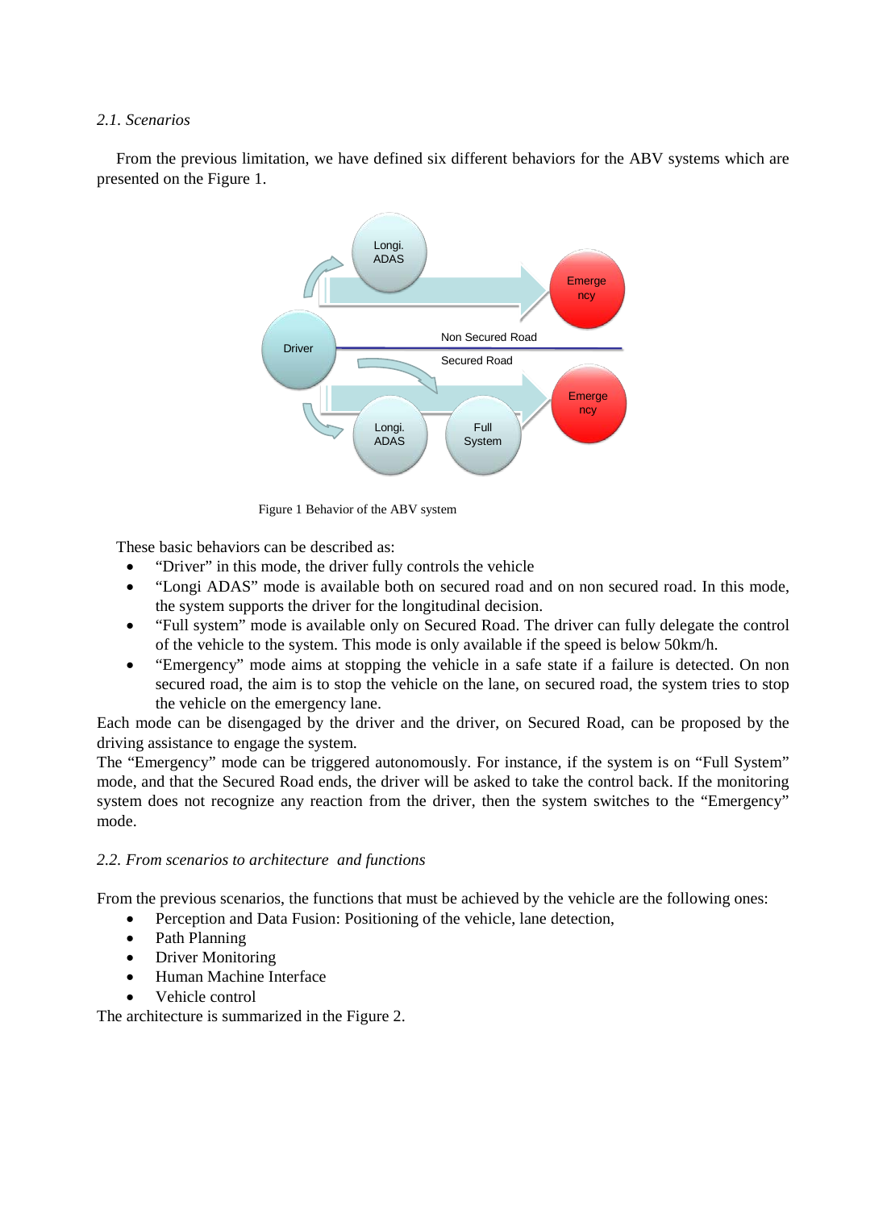### *2.1. Scenarios*

From the previous limitation, we have defined six different behaviors for the ABV systems which are presented on the Figure 1.

Figure 1 Behavior of the ABV system

These basic behaviors can be described as:

- "Driver" in this mode, the driver fully controls the vehicle
- "Longi ADAS" mode is available both on secured road and on non secured road. In this mode, the system supports the driver for the longitudinal decision.
- "Full system" mode is available only on Secured Road. The driver can fully delegate the control of the vehicle to the system. This mode is only available if the speed is below 50km/h.
- "Emergency" mode aims at stopping the vehicle in a safe state if a failure is detected. On non secured road, the aim is to stop the vehicle on the lane, on secured road, the system tries to stop the vehicle on the emergency lane.

Each mode can be disengaged by the driver and the driver, on Secured Road, can be proposed by the driving assistance to engage the system.

The "Emergency" mode can be triggered autonomously. For instance, if the system is on "Full System" mode, and that the Secured Road ends, the driver will be asked to take the control back. If the monitoring system does not recognize any reaction from the driver, then the system switches to the "Emergency" mode.

### *2.2. From scenarios to architecture and functions*

From the previous scenarios, the functions that must be achieved by the vehicle are the following ones:

- Perception and Data Fusion: Positioning of the vehicle, lane detection,
- Path Planning
- Driver Monitoring
- Human Machine Interface
- Vehicle control

The architecture is summarized in the Figure 2.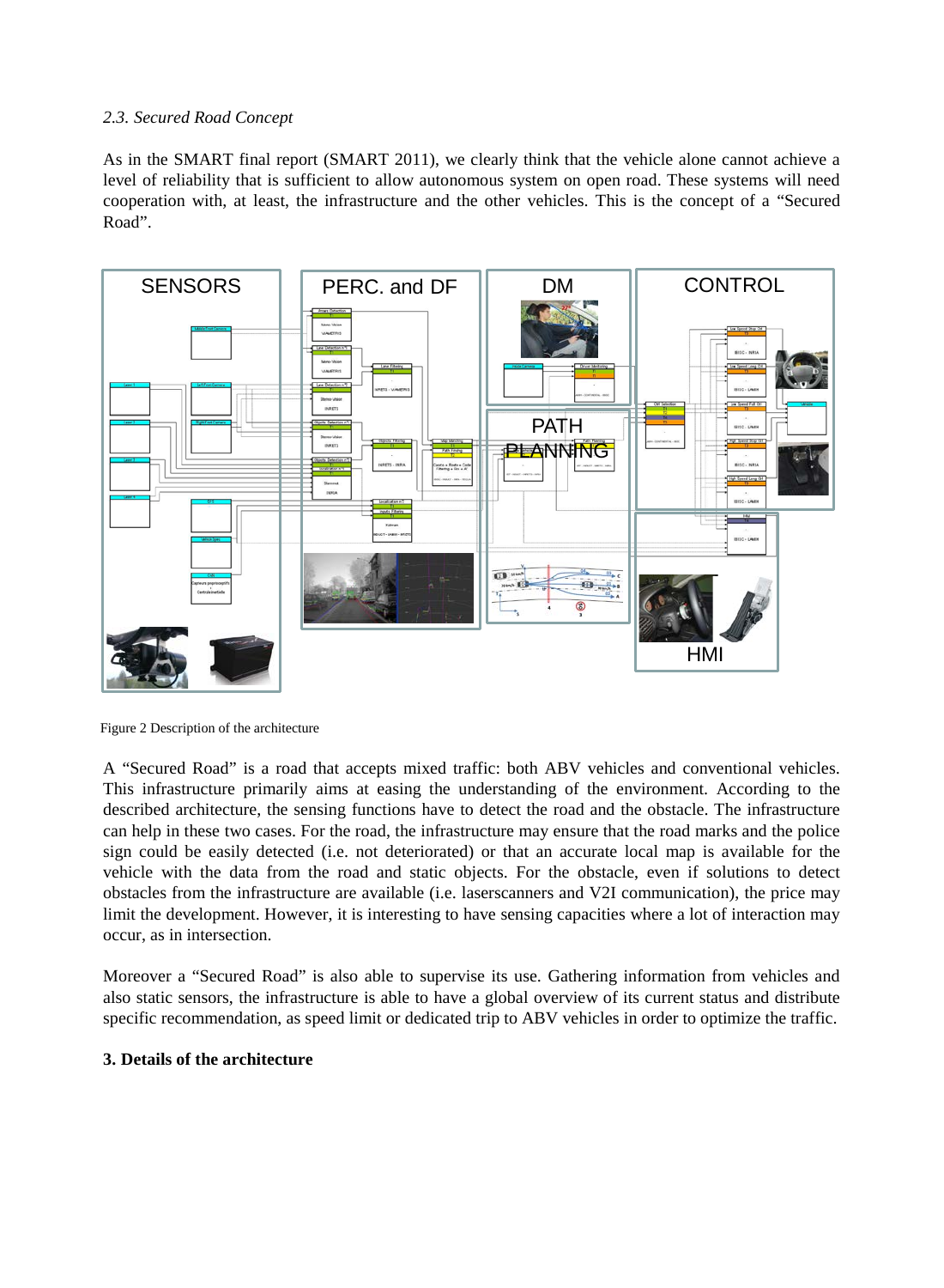*2.3. Secured Road Concept*

As in the SMART final report (SMART 2011), we clearly think that the vehicle alone cannot achieve a level of reliability that is sufficient to allow autonomous system on open road. These systems will need cooperation with, at least, the infrastructure and the other vehicles. This is the concept of a "Secured Road".

Figure 2 Description of the architecture

A "Secured Road" is a road that accepts mixed traffic: both ABV vehicles and conventional vehicles. This infrastructure primarily aims at easing the understanding of the environment. According to the described architecture, the sensing functions have to detect the road and the obstacle. The infrastructure can help in these two cases. For the road, the infrastructure may ensure that the road marks and the police sign could be easily detected (i.e. not deteriorated) or that an accurate local map is available for the vehicle with the data from the road and static objects. For the obstacle, even if solutions to detect obstacles from the infrastructure are available (i.e. laserscanners and V2I communication), the price may limit the development. However, it is interesting to have sensing capacities where a lot of interaction may occur, as in intersection.

Moreover a "Secured Road" is also able to supervise its use. Gathering information from vehicles and also static sensors, the infrastructure is able to have a global overview of its current status and distribute specific recommendation, as speed limit or dedicated trip to ABV vehicles in order to optimize the traffic.

**3. Details of the architecture**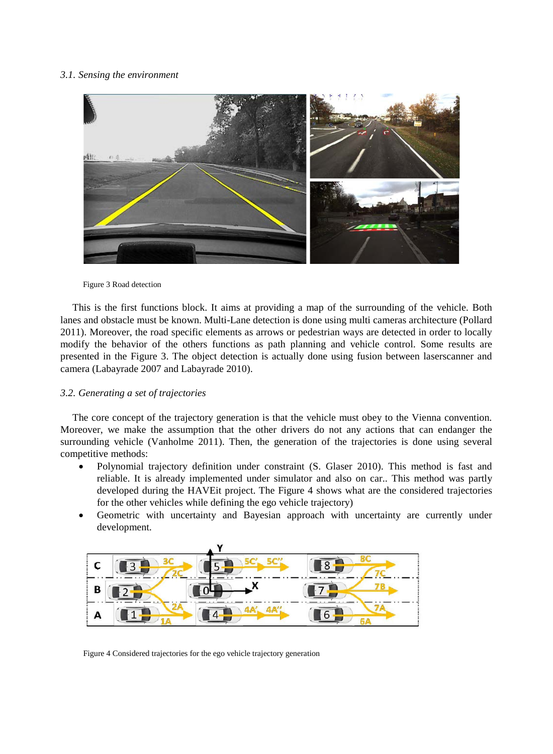### *3.1. Sensing the environment*

Figure 3 Road detection

This is the first functions block. It aims at providing a map of the surrounding of the vehicle. Both lanes and obstacle must be known. Multi-Lane detection is done using multi cameras architecture (Pollard 2011). Moreover, the road specific elements as arrows or pedestrian ways are detected in order to locally modify the behavior of the others functions as path planning and vehicle control. Some results are presented in the Figure 3. The object detection is actually done using fusion between laserscanner and camera (Labayrade 2007 and Labayrade 2010).

### *3.2. Generating a set of trajectories*

The core concept of the trajectory generation is that the vehicle must obey to the Vienna convention. Moreover, we make the assumption that the other drivers do not any actions that can endanger the surrounding vehicle (Vanholme 2011). Then, the generation of the trajectories is done using several competitive methods:

- Polynomial trajectory definition under constraint (S. Glaser 2010). This method is fast and reliable. It is already implemented under simulator and also on car.. This method was partly developed during the HAVEit project. The Figure 4 shows what are the considered trajectories for the other vehicles while defining the ego vehicle trajectory)
- Geometric with uncertainty and Bayesian approach with uncertainty are currently under development.

Figure 4 Considered trajectories for the ego vehicle trajectory generation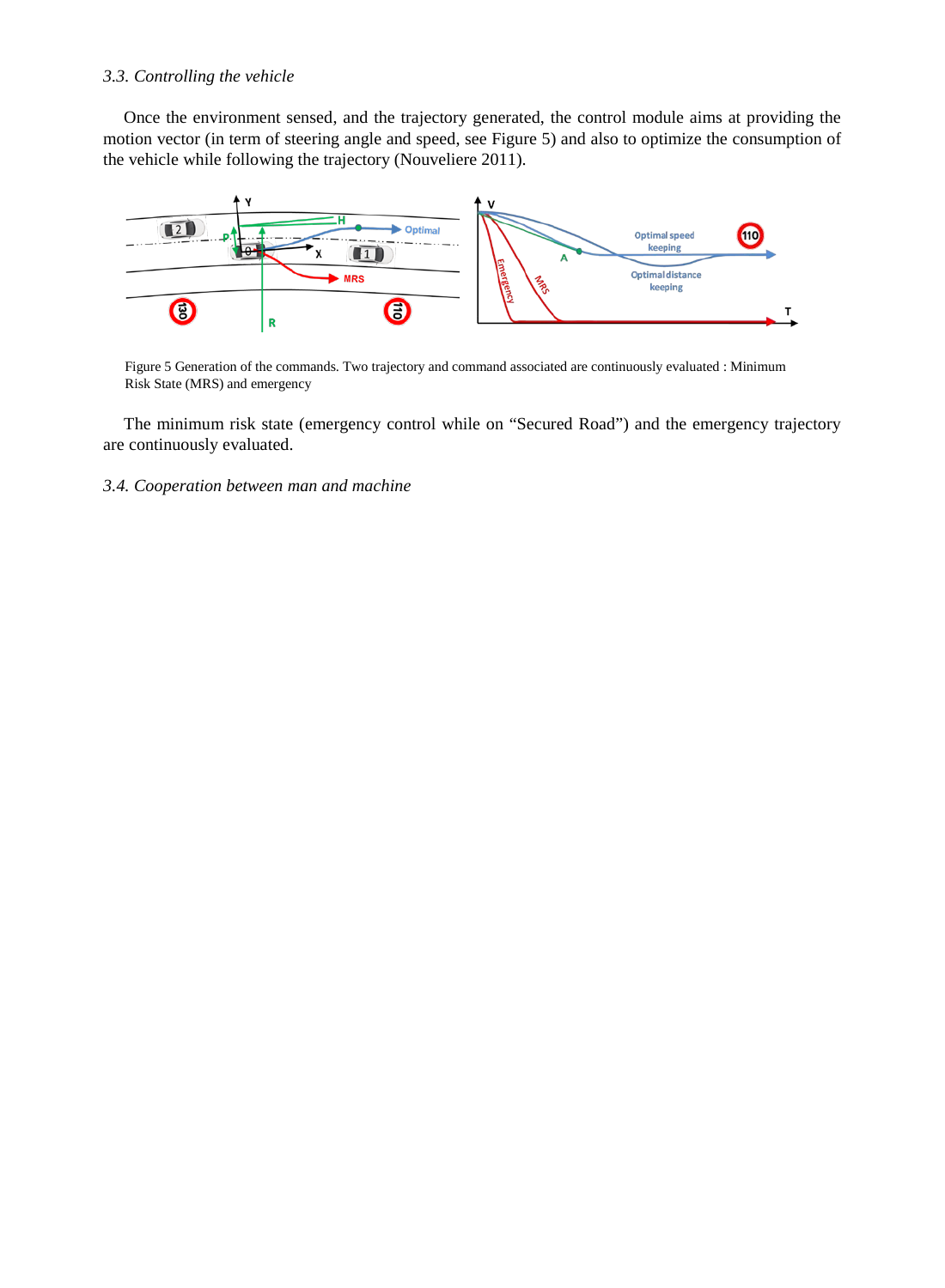### *3.3. Controlling the vehicle*

Once the environment sensed, and the trajectory generated, the control module aims at providing the motion vector (in term of steering angle and speed, see Figure 5) and also to optimize the consumption of the vehicle while following the trajectory (Nouveliere 2011).

Figure 5 Generation of the commands. Two trajectory and command associated are continuously evaluated : Minimum Risk State (MRS) and emergency

The minimum risk state (emergency control while on "Secured Road") and the emergency trajectory are continuously evaluated.

### *3.4. Cooperation between man and machine*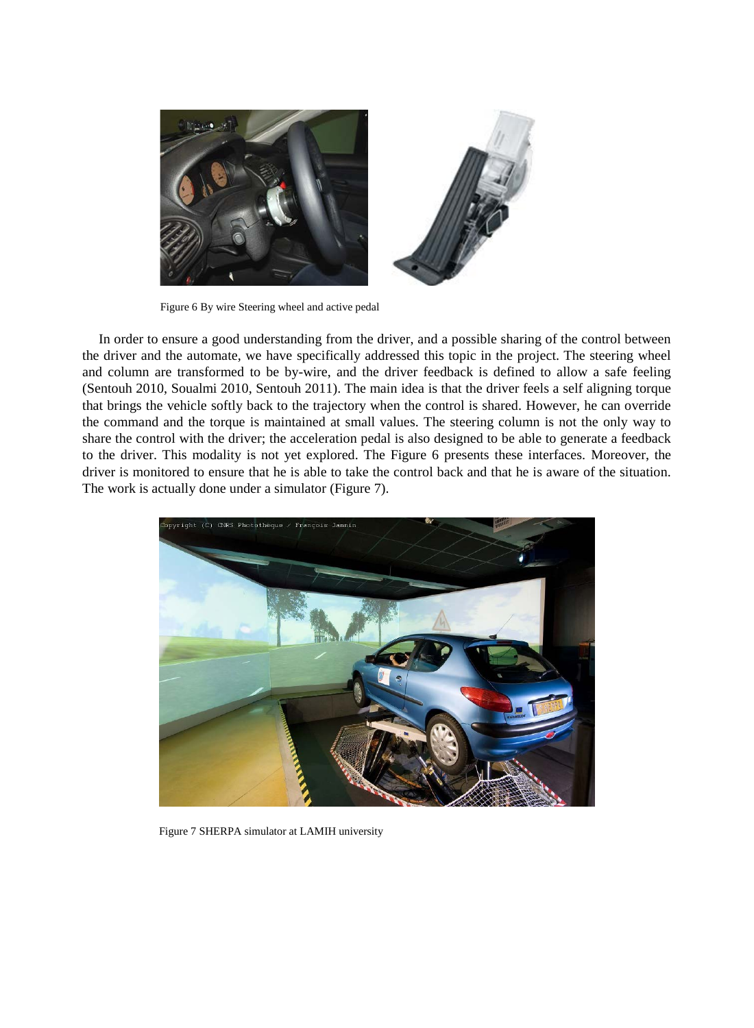Figure 6 By wire Steering wheel and active pedal

In order to ensure a good understanding from the driver, and a possible sharing of the control between the driver and the automate, we have specifically addressed this topic in the project. The steering wheel and column are transformed to be by-wire, and the driver feedback is defined to allow a safe feeling (Sentouh 2010, Soualmi 2010, Sentouh 2011). The main idea is that the driver feels a self aligning torque that brings the vehicle softly back to the trajectory when the control is shared. However, he can override the command and the torque is maintained at small values. The steering column is not the only way to share the control with the driver; the acceleration pedal is also designed to be able to generate a feedback to the driver. This modality is not yet explored. The Figure 6 presents these interfaces. Moreover, the driver is monitored to ensure that he is able to take the control back and that he is aware of the situation. The work is actually done under a simulator (Figure 7).

Figure 7 SHERPA simulator at LAMIH university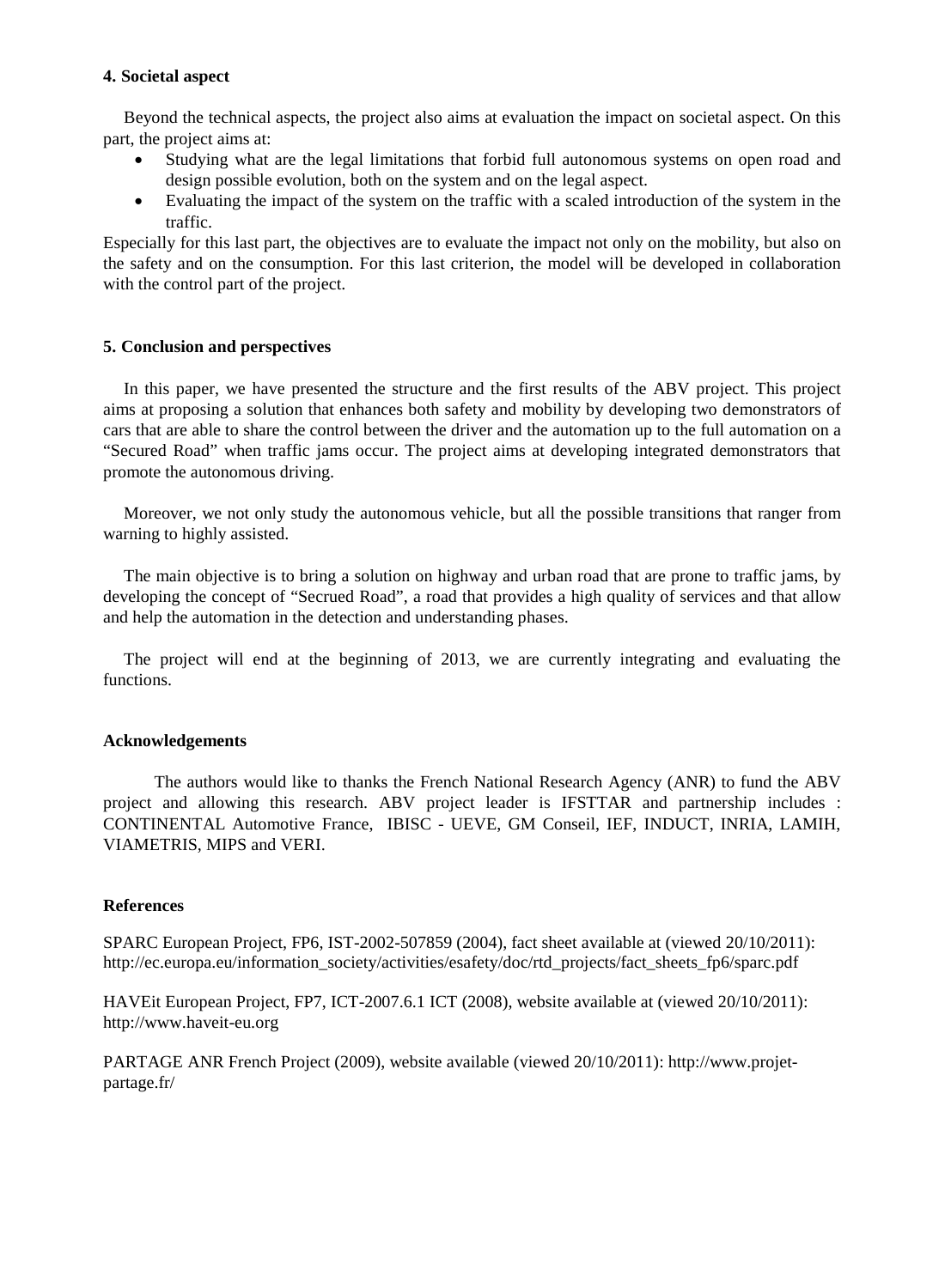## 4. Societal aspect

Beyond the technical aspects, the project also aims at evaluation the impact on societal aspect. On this part, the project aims at:

- Studying what are the legal limitations that forbid full autonomous systems on open road and design possible evolution, both on the system and on the legal aspect.
- Evaluating the impact of the system on the traffic with a scaled introduction of the system in the traffic.

Especially for this last part, the objectives are to evaluate the impact not only on the mobility, but also on the safety and on the consumption. For this last criterion, the model will be developed in collaboration with the control part of the project.

## 5. Conclusion and perspectives

In this paper, we have presented the structure and the first results of the ABV project. This project aims at proposing a solution that enhances both safety and mobility by developing two demonstrators of cars that are able to share the control between the driver and the automation up to the full automation on a "Secured Road" when traffic jams occur. The project aims at developing integrated demonstrators that promote the autonomous driving.

Moreover, we not only study the autonomous vehicle, but all the possible transitions that ranger from warning to highly assisted.

The main objective is to bring a solution on highway and urban road that are prone to traffic jams, by developing the concept of "Secrued Road", a road that provides a high quality of services and that allow and help the automation in the detection and understanding phases.

The project will end at the beginning of 2013, we are currently integrating and evaluating the functions.

## Acknowledgements

The authors would like to thanks the French National Research Agency (ANR) to fund the ABV project and allowing this research. ABV project leader is IFSTTAR and partnership includes : CONTINENTAL Automotive France, IBISC - UEVE, GM Conseil, IEF, INDUCT, INRIA, LAMIH, VIAMETRIS, MIPS and VERI.

## References

SPARC European Project, FP6, IST-2002-507859 (2004), fact sheet available at (viewed 20/10/2011): http://ec.europa.eu/information_society/activities/esafety/doc/rtd_projects/fact_sheets_fp6/sparc.pdf

HAVEit European Project, FP7, ICT-2007.6.1 ICT (2008), website available at (viewed 20/10/2011): http://www.haveit-eu.org

PARTAGE ANR French Project (2009), website available (viewed 20/10/2011): http://www.projet-partage.fr/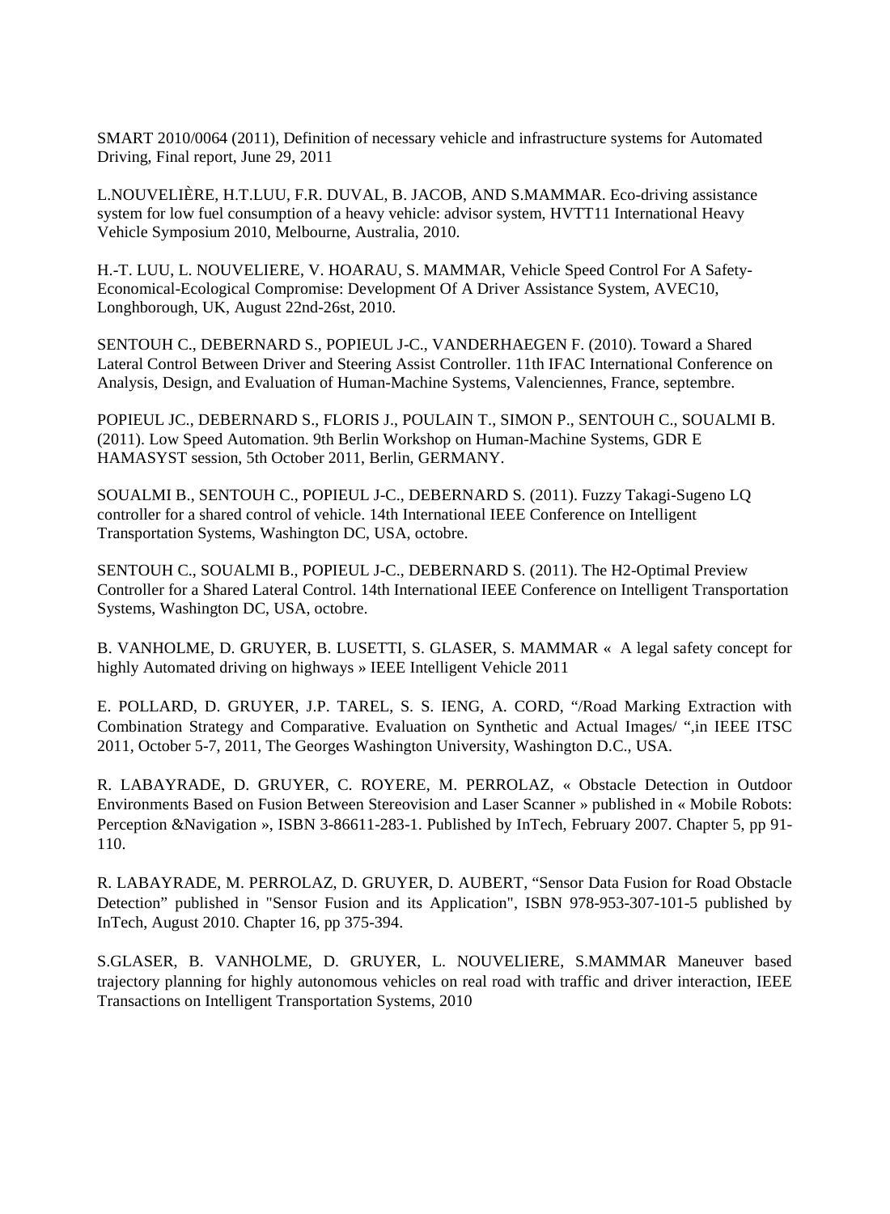SMART 2010/0064 (2011), Definition of necessary vehicle and infrastructure systems for Automated Driving, Final report, June 29, 2011

L.NOUVELIÈRE, H.T.LUU, F.R. DUVAL, B. JACOB, AND S.MAMMAR. Eco-driving assistance system for low fuel consumption of a heavy vehicle: advisor system, HVTT11 International Heavy Vehicle Symposium 2010, Melbourne, Australia, 2010.

H.-T. LUU, L. NOUVELIERE, V. HOARAU, S. MAMMAR, Vehicle Speed Control For A Safety-Economical-Ecological Compromise: Development Of A Driver Assistance System, AVEC10, Longhborough, UK, August 22nd-26st, 2010.

SENTOUH C., DEBERNARD S., POPIEUL J-C., VANDERHAEGEN F. (2010). Toward a Shared Lateral Control Between Driver and Steering Assist Controller. 11th IFAC International Conference on Analysis, Design, and Evaluation of Human-Machine Systems, Valenciennes, France, septembre.

POPIEUL JC., DEBERNARD S., FLORIS J., POULAIN T., SIMON P., SENTOUH C., SOUALMI B. (2011). Low Speed Automation. 9th Berlin Workshop on Human-Machine Systems, GDR E HAMASYST session, 5th October 2011, Berlin, GERMANY.

SOUALMI B., SENTOUH C., POPIEUL J-C., DEBERNARD S. (2011). Fuzzy Takagi-Sugeno LQ controller for a shared control of vehicle. 14th International IEEE Conference on Intelligent Transportation Systems, Washington DC, USA, octobre.

SENTOUH C., SOUALMI B., POPIEUL J-C., DEBERNARD S. (2011). The H2-Optimal Preview Controller for a Shared Lateral Control. 14th International IEEE Conference on Intelligent Transportation Systems, Washington DC, USA, octobre.

B. VANHOLME, D. GRUYER, B. LUSETTI, S. GLASER, S. MAMMAR « A legal safety concept for highly Automated driving on highways » IEEE Intelligent Vehicle 2011

E. POLLARD, D. GRUYER, J.P. TAREL, S. S. IENG, A. CORD, "/Road Marking Extraction with Combination Strategy and Comparative. Evaluation on Synthetic and Actual Images/ ",in IEEE ITSC 2011, October 5-7, 2011, The Georges Washington University, Washington D.C., USA.

R. LABAYRADE, D. GRUYER, C. ROYERE, M. PERROLAZ, « Obstacle Detection in Outdoor Environments Based on Fusion Between Stereovision and Laser Scanner » published in « Mobile Robots: Perception &Navigation », ISBN 3-86611-283-1. Published by InTech, February 2007. Chapter 5, pp 91-110.

R. LABAYRADE, M. PERROLAZ, D. GRUYER, D. AUBERT, "Sensor Data Fusion for Road Obstacle Detection" published in "Sensor Fusion and its Application", ISBN 978-953-307-101-5 published by InTech, August 2010. Chapter 16, pp 375-394.

S.GLASER, B. VANHOLME, D. GRUYER, L. NOUVELIERE, S.MAMMAR Maneuver based trajectory planning for highly autonomous vehicles on real road with traffic and driver interaction, IEEE Transactions on Intelligent Transportation Systems, 2010